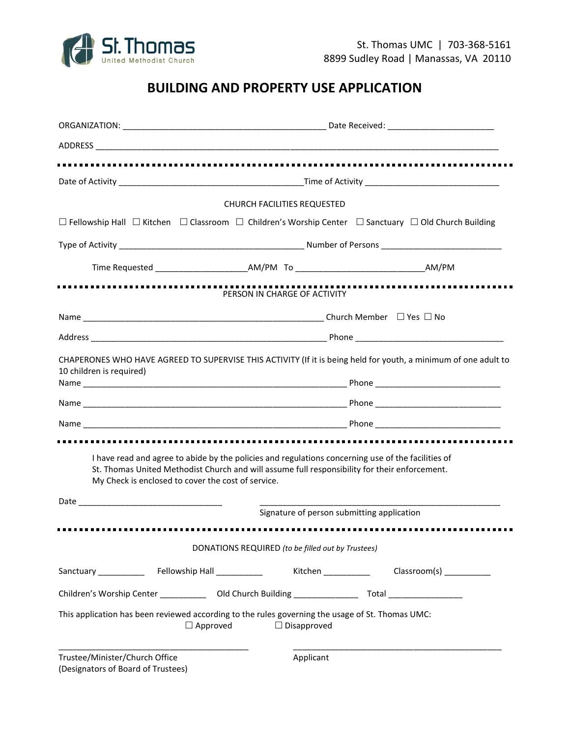St. Thomas United Methodist Church

St. Thomas UMC | 703-368-5161
8899 Sudley Road | Manassas, VA 20110

# BUILDING AND PROPERTY USE APPLICATION

ORGANIZATION: ___________________________________________ Date Received: ______________________

ADDRESS ____________________________________________________________________________________

---

Date of Activity _______________________________________Time of Activity ____________________________

CHURCH FACILITIES REQUESTED

☐ Fellowship Hall ☐ Kitchen ☐ Classroom ☐ Children's Worship Center ☐ Sanctuary ☐ Old Church Building

Type of Activity _______________________________________ Number of Persons _________________________

Time Requested ___________________AM/PM To __________________________AM/PM

---

PERSON IN CHARGE OF ACTIVITY

Name ___________________________________________________ Church Member ☐ Yes ☐ No

Address __________________________________________________ Phone _______________________________

CHAPERONES WHO HAVE AGREED TO SUPERVISE THIS ACTIVITY (If it is being held for youth, a minimum of one adult to 10 children is required)

Name ________________________________________________________ Phone __________________________

Name ________________________________________________________ Phone __________________________

Name ________________________________________________________ Phone __________________________

---

I have read and agree to abide by the policies and regulations concerning use of the facilities of St. Thomas United Methodist Church and will assume full responsibility for their enforcement. My Check is enclosed to cover the cost of service.

Date _______________________________ ______________________________________________________

Signature of person submitting application

---

DONATIONS REQUIRED *(to be filled out by Trustees)*

Sanctuary __________ Fellowship Hall __________ Kitchen __________ Classroom(s) __________

Children's Worship Center __________ Old Church Building ______________ Total ________________

This application has been reviewed according to the rules governing the usage of St. Thomas UMC:

☐ Approved ☐ Disapproved

_________________________________________ ____________________________________________

Trustee/Minister/Church Office
(Designators of Board of Trustees)

Applicant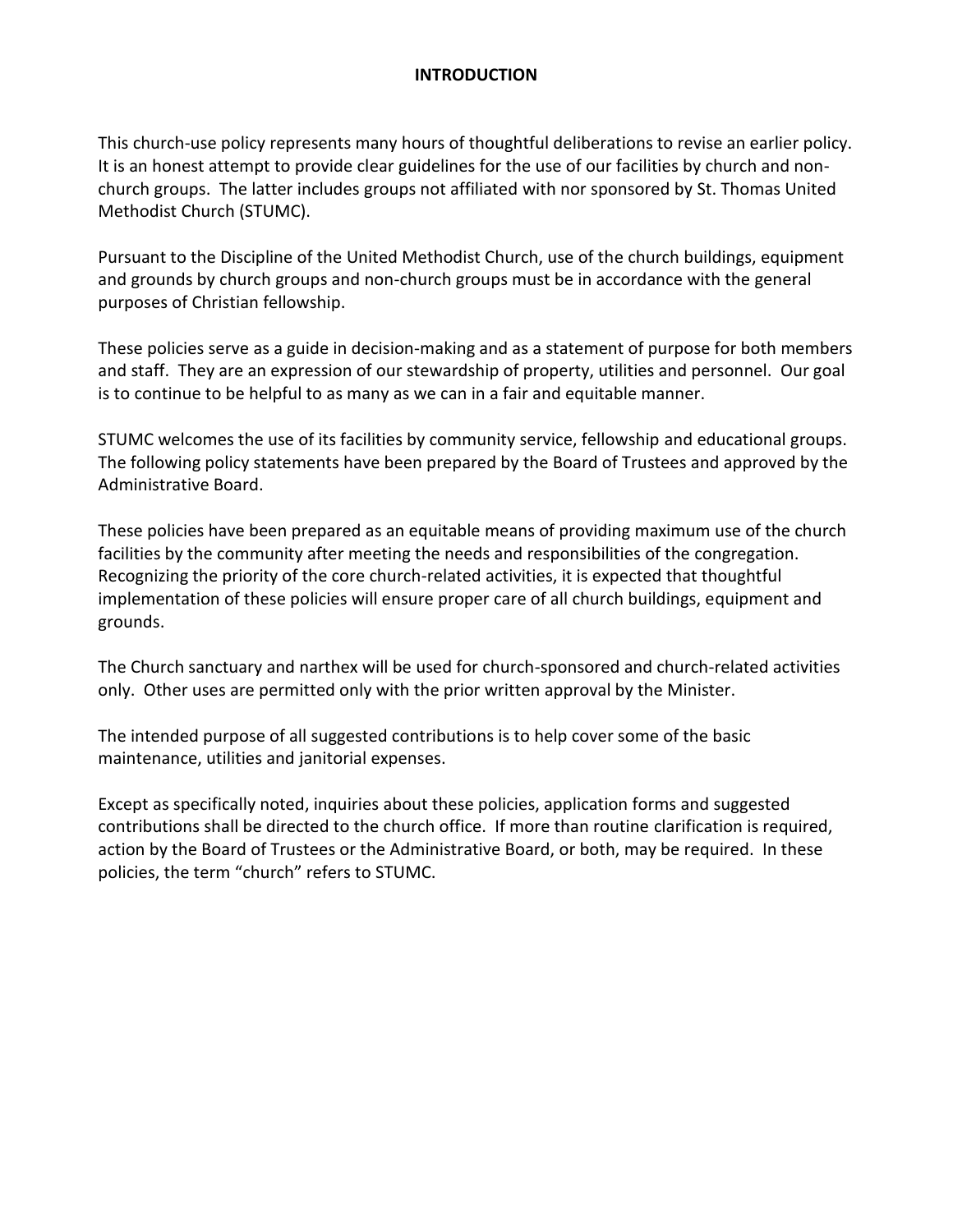# INTRODUCTION

This church-use policy represents many hours of thoughtful deliberations to revise an earlier policy. It is an honest attempt to provide clear guidelines for the use of our facilities by church and non-church groups. The latter includes groups not affiliated with nor sponsored by St. Thomas United Methodist Church (STUMC).

Pursuant to the Discipline of the United Methodist Church, use of the church buildings, equipment and grounds by church groups and non-church groups must be in accordance with the general purposes of Christian fellowship.

These policies serve as a guide in decision-making and as a statement of purpose for both members and staff. They are an expression of our stewardship of property, utilities and personnel. Our goal is to continue to be helpful to as many as we can in a fair and equitable manner.

STUMC welcomes the use of its facilities by community service, fellowship and educational groups. The following policy statements have been prepared by the Board of Trustees and approved by the Administrative Board.

These policies have been prepared as an equitable means of providing maximum use of the church facilities by the community after meeting the needs and responsibilities of the congregation. Recognizing the priority of the core church-related activities, it is expected that thoughtful implementation of these policies will ensure proper care of all church buildings, equipment and grounds.

The Church sanctuary and narthex will be used for church-sponsored and church-related activities only. Other uses are permitted only with the prior written approval by the Minister.

The intended purpose of all suggested contributions is to help cover some of the basic maintenance, utilities and janitorial expenses.

Except as specifically noted, inquiries about these policies, application forms and suggested contributions shall be directed to the church office. If more than routine clarification is required, action by the Board of Trustees or the Administrative Board, or both, may be required. In these policies, the term "church" refers to STUMC.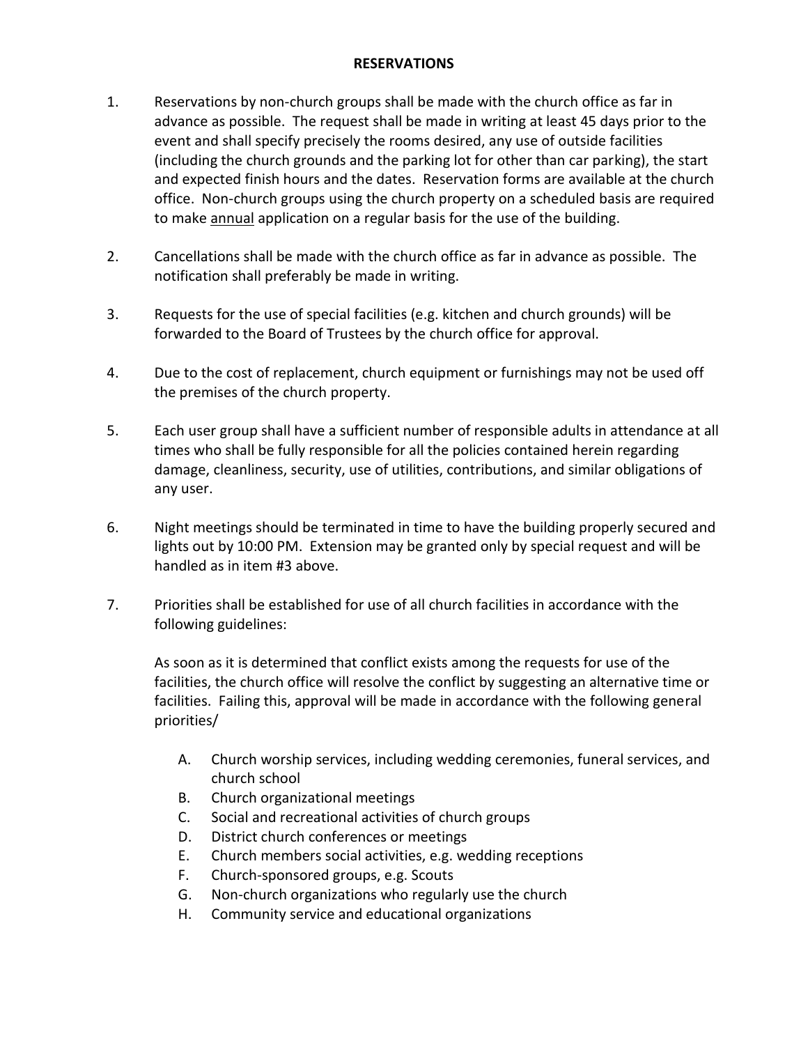## RESERVATIONS

1. Reservations by non-church groups shall be made with the church office as far in advance as possible. The request shall be made in writing at least 45 days prior to the event and shall specify precisely the rooms desired, any use of outside facilities (including the church grounds and the parking lot for other than car parking), the start and expected finish hours and the dates. Reservation forms are available at the church office. Non-church groups using the church property on a scheduled basis are required to make <u>annual</u> application on a regular basis for the use of the building.

2. Cancellations shall be made with the church office as far in advance as possible. The notification shall preferably be made in writing.

3. Requests for the use of special facilities (e.g. kitchen and church grounds) will be forwarded to the Board of Trustees by the church office for approval.

4. Due to the cost of replacement, church equipment or furnishings may not be used off the premises of the church property.

5. Each user group shall have a sufficient number of responsible adults in attendance at all times who shall be fully responsible for all the policies contained herein regarding damage, cleanliness, security, use of utilities, contributions, and similar obligations of any user.

6. Night meetings should be terminated in time to have the building properly secured and lights out by 10:00 PM. Extension may be granted only by special request and will be handled as in item #3 above.

7. Priorities shall be established for use of all church facilities in accordance with the following guidelines:

   As soon as it is determined that conflict exists among the requests for use of the facilities, the church office will resolve the conflict by suggesting an alternative time or facilities. Failing this, approval will be made in accordance with the following general priorities/

   A. Church worship services, including wedding ceremonies, funeral services, and church school
   B. Church organizational meetings
   C. Social and recreational activities of church groups
   D. District church conferences or meetings
   E. Church members social activities, e.g. wedding receptions
   F. Church-sponsored groups, e.g. Scouts
   G. Non-church organizations who regularly use the church
   H. Community service and educational organizations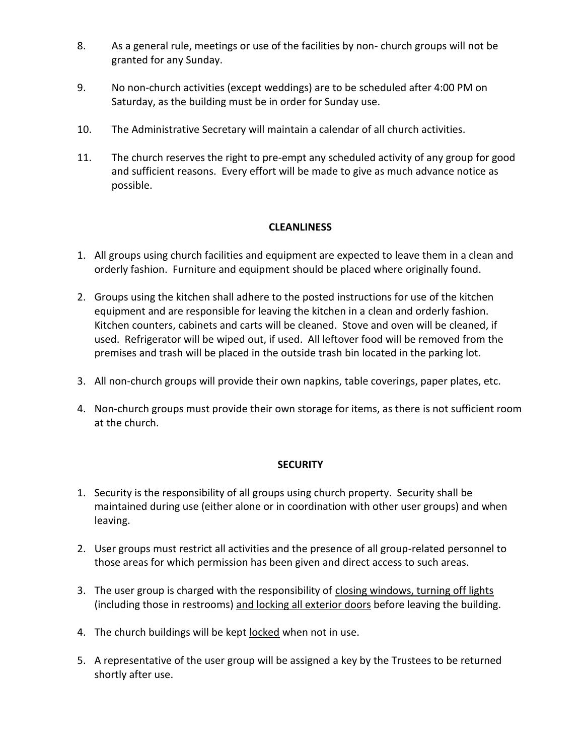8. As a general rule, meetings or use of the facilities by non- church groups will not be granted for any Sunday.

9. No non-church activities (except weddings) are to be scheduled after 4:00 PM on Saturday, as the building must be in order for Sunday use.

10. The Administrative Secretary will maintain a calendar of all church activities.

11. The church reserves the right to pre-empt any scheduled activity of any group for good and sufficient reasons. Every effort will be made to give as much advance notice as possible.

## CLEANLINESS

1. All groups using church facilities and equipment are expected to leave them in a clean and orderly fashion. Furniture and equipment should be placed where originally found.

2. Groups using the kitchen shall adhere to the posted instructions for use of the kitchen equipment and are responsible for leaving the kitchen in a clean and orderly fashion. Kitchen counters, cabinets and carts will be cleaned. Stove and oven will be cleaned, if used. Refrigerator will be wiped out, if used. All leftover food will be removed from the premises and trash will be placed in the outside trash bin located in the parking lot.

3. All non-church groups will provide their own napkins, table coverings, paper plates, etc.

4. Non-church groups must provide their own storage for items, as there is not sufficient room at the church.

## SECURITY

1. Security is the responsibility of all groups using church property. Security shall be maintained during use (either alone or in coordination with other user groups) and when leaving.

2. User groups must restrict all activities and the presence of all group-related personnel to those areas for which permission has been given and direct access to such areas.

3. The user group is charged with the responsibility of <u>closing windows, turning off lights</u> (including those in restrooms) <u>and locking all exterior doors</u> before leaving the building.

4. The church buildings will be kept <u>locked</u> when not in use.

5. A representative of the user group will be assigned a key by the Trustees to be returned shortly after use.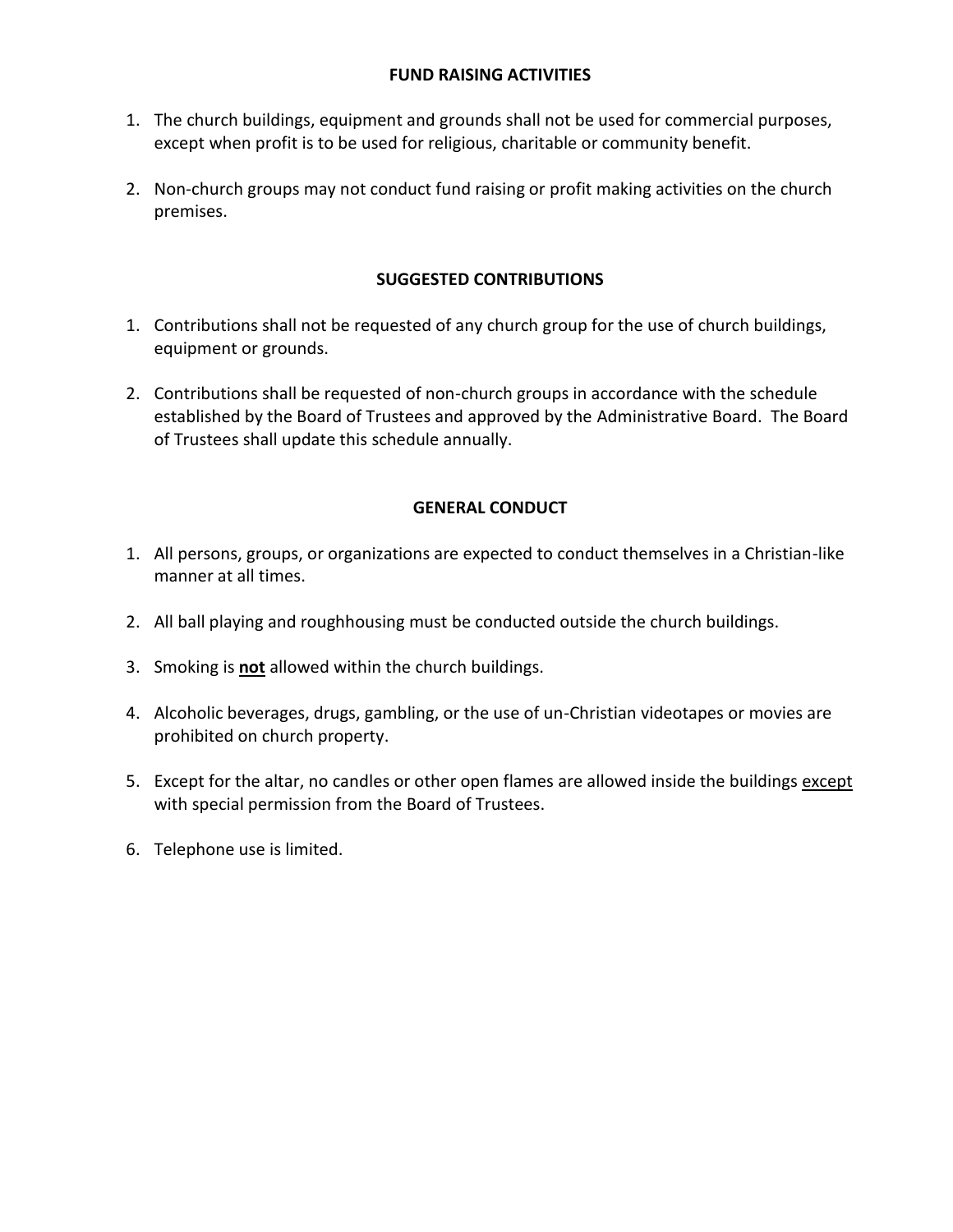## FUND RAISING ACTIVITIES

1. The church buildings, equipment and grounds shall not be used for commercial purposes, except when profit is to be used for religious, charitable or community benefit.

2. Non-church groups may not conduct fund raising or profit making activities on the church premises.

## SUGGESTED CONTRIBUTIONS

1. Contributions shall not be requested of any church group for the use of church buildings, equipment or grounds.

2. Contributions shall be requested of non-church groups in accordance with the schedule established by the Board of Trustees and approved by the Administrative Board. The Board of Trustees shall update this schedule annually.

## GENERAL CONDUCT

1. All persons, groups, or organizations are expected to conduct themselves in a Christian-like manner at all times.

2. All ball playing and roughhousing must be conducted outside the church buildings.

3. Smoking is <u>**not**</u> allowed within the church buildings.

4. Alcoholic beverages, drugs, gambling, or the use of un-Christian videotapes or movies are prohibited on church property.

5. Except for the altar, no candles or other open flames are allowed inside the buildings <u>except</u> with special permission from the Board of Trustees.

6. Telephone use is limited.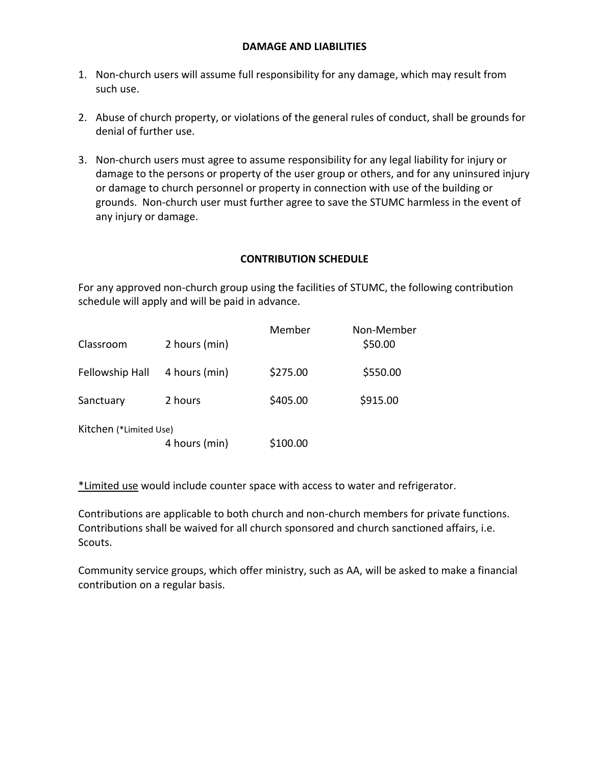## DAMAGE AND LIABILITIES

1. Non-church users will assume full responsibility for any damage, which may result from such use.

2. Abuse of church property, or violations of the general rules of conduct, shall be grounds for denial of further use.

3. Non-church users must agree to assume responsibility for any legal liability for injury or damage to the persons or property of the user group or others, and for any uninsured injury or damage to church personnel or property in connection with use of the building or grounds. Non-church user must further agree to save the STUMC harmless in the event of any injury or damage.

## CONTRIBUTION SCHEDULE

For any approved non-church group using the facilities of STUMC, the following contribution schedule will apply and will be paid in advance.

| | | Member | Non-Member |
|---|---|---|---|
| Classroom | 2 hours (min) | | $50.00 |
| Fellowship Hall | 4 hours (min) | $275.00 | $550.00 |
| Sanctuary | 2 hours | $405.00 | $915.00 |
| Kitchen (*Limited Use) | 4 hours (min) | $100.00 | |

*Limited use would include counter space with access to water and refrigerator.

Contributions are applicable to both church and non-church members for private functions. Contributions shall be waived for all church sponsored and church sanctioned affairs, i.e. Scouts.

Community service groups, which offer ministry, such as AA, will be asked to make a financial contribution on a regular basis.